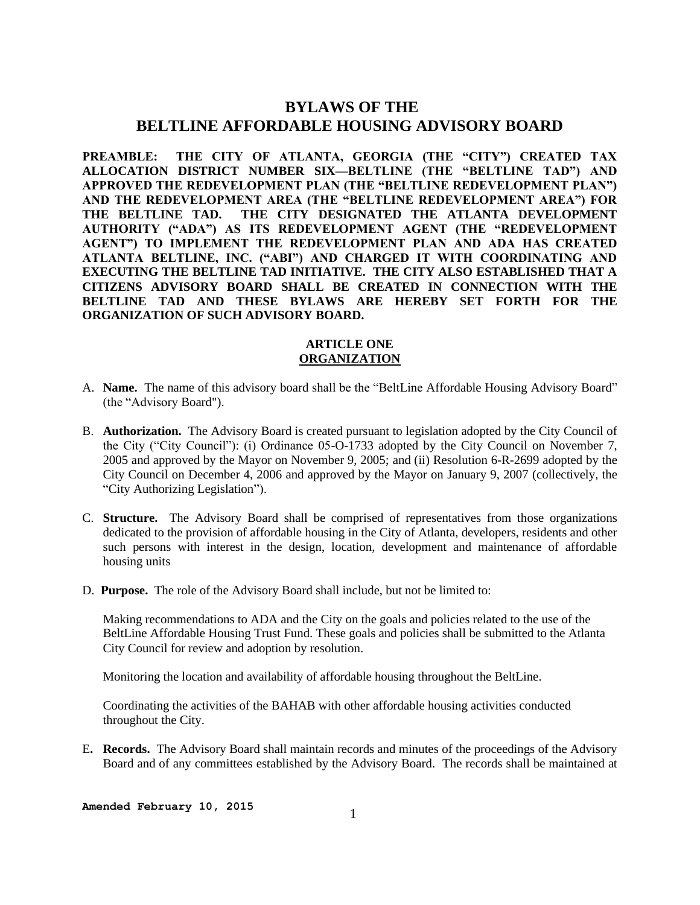# BYLAWS OF THE BELTLINE AFFORDABLE HOUSING ADVISORY BOARD

**PREAMBLE: THE CITY OF ATLANTA, GEORGIA (THE "CITY") CREATED TAX ALLOCATION DISTRICT NUMBER SIX—BELTLINE (THE "BELTLINE TAD") AND APPROVED THE REDEVELOPMENT PLAN (THE "BELTLINE REDEVELOPMENT PLAN") AND THE REDEVELOPMENT AREA (THE "BELTLINE REDEVELOPMENT AREA") FOR THE BELTLINE TAD. THE CITY DESIGNATED THE ATLANTA DEVELOPMENT AUTHORITY ("ADA") AS ITS REDEVELOPMENT AGENT (THE "REDEVELOPMENT AGENT") TO IMPLEMENT THE REDEVELOPMENT PLAN AND ADA HAS CREATED ATLANTA BELTLINE, INC. ("ABI") AND CHARGED IT WITH COORDINATING AND EXECUTING THE BELTLINE TAD INITIATIVE. THE CITY ALSO ESTABLISHED THAT A CITIZENS ADVISORY BOARD SHALL BE CREATED IN CONNECTION WITH THE BELTLINE TAD AND THESE BYLAWS ARE HEREBY SET FORTH FOR THE ORGANIZATION OF SUCH ADVISORY BOARD.**

## ARTICLE ONE
## ORGANIZATION

A. **Name.** The name of this advisory board shall be the "BeltLine Affordable Housing Advisory Board" (the "Advisory Board").

B. **Authorization.** The Advisory Board is created pursuant to legislation adopted by the City Council of the City ("City Council"): (i) Ordinance 05-O-1733 adopted by the City Council on November 7, 2005 and approved by the Mayor on November 9, 2005; and (ii) Resolution 6-R-2699 adopted by the City Council on December 4, 2006 and approved by the Mayor on January 9, 2007 (collectively, the "City Authorizing Legislation").

C. **Structure.** The Advisory Board shall be comprised of representatives from those organizations dedicated to the provision of affordable housing in the City of Atlanta, developers, residents and other such persons with interest in the design, location, development and maintenance of affordable housing units

D. **Purpose.** The role of the Advisory Board shall include, but not be limited to:

   Making recommendations to ADA and the City on the goals and policies related to the use of the BeltLine Affordable Housing Trust Fund. These goals and policies shall be submitted to the Atlanta City Council for review and adoption by resolution.

   Monitoring the location and availability of affordable housing throughout the BeltLine.

   Coordinating the activities of the BAHAB with other affordable housing activities conducted throughout the City.

E. **Records.** The Advisory Board shall maintain records and minutes of the proceedings of the Advisory Board and of any committees established by the Advisory Board. The records shall be maintained at

**Amended February 10, 2015**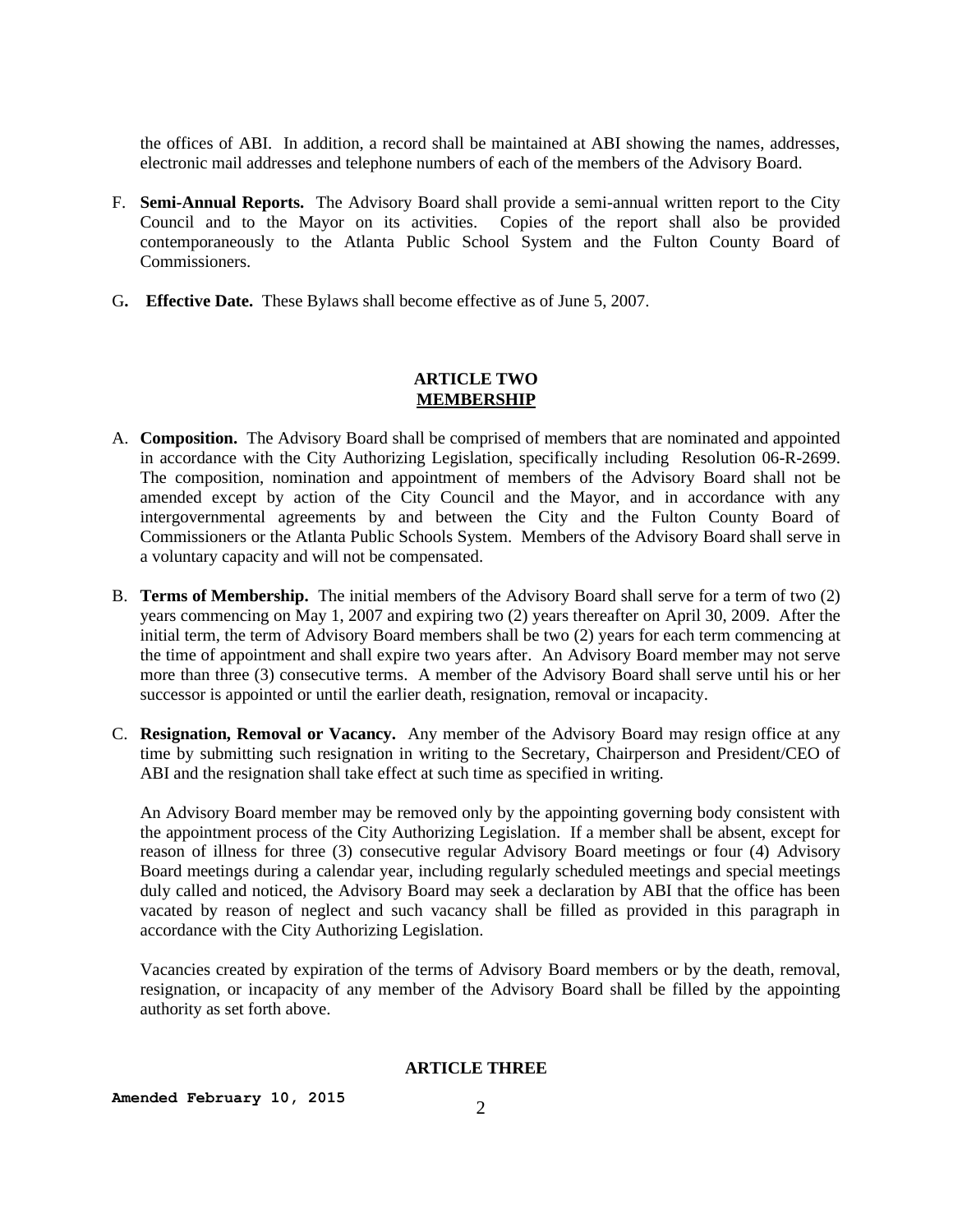the offices of ABI. In addition, a record shall be maintained at ABI showing the names, addresses, electronic mail addresses and telephone numbers of each of the members of the Advisory Board.

F. **Semi-Annual Reports.** The Advisory Board shall provide a semi-annual written report to the City Council and to the Mayor on its activities. Copies of the report shall also be provided contemporaneously to the Atlanta Public School System and the Fulton County Board of Commissioners.

G**.** **Effective Date.** These Bylaws shall become effective as of June 5, 2007.

## ARTICLE TWO
## MEMBERSHIP

A. **Composition.** The Advisory Board shall be comprised of members that are nominated and appointed in accordance with the City Authorizing Legislation, specifically including Resolution 06-R-2699. The composition, nomination and appointment of members of the Advisory Board shall not be amended except by action of the City Council and the Mayor, and in accordance with any intergovernmental agreements by and between the City and the Fulton County Board of Commissioners or the Atlanta Public Schools System. Members of the Advisory Board shall serve in a voluntary capacity and will not be compensated.

B. **Terms of Membership.** The initial members of the Advisory Board shall serve for a term of two (2) years commencing on May 1, 2007 and expiring two (2) years thereafter on April 30, 2009. After the initial term, the term of Advisory Board members shall be two (2) years for each term commencing at the time of appointment and shall expire two years after. An Advisory Board member may not serve more than three (3) consecutive terms. A member of the Advisory Board shall serve until his or her successor is appointed or until the earlier death, resignation, removal or incapacity.

C. **Resignation, Removal or Vacancy.** Any member of the Advisory Board may resign office at any time by submitting such resignation in writing to the Secretary, Chairperson and President/CEO of ABI and the resignation shall take effect at such time as specified in writing.

   An Advisory Board member may be removed only by the appointing governing body consistent with the appointment process of the City Authorizing Legislation. If a member shall be absent, except for reason of illness for three (3) consecutive regular Advisory Board meetings or four (4) Advisory Board meetings during a calendar year, including regularly scheduled meetings and special meetings duly called and noticed, the Advisory Board may seek a declaration by ABI that the office has been vacated by reason of neglect and such vacancy shall be filled as provided in this paragraph in accordance with the City Authorizing Legislation.

   Vacancies created by expiration of the terms of Advisory Board members or by the death, removal, resignation, or incapacity of any member of the Advisory Board shall be filled by the appointing authority as set forth above.

## ARTICLE THREE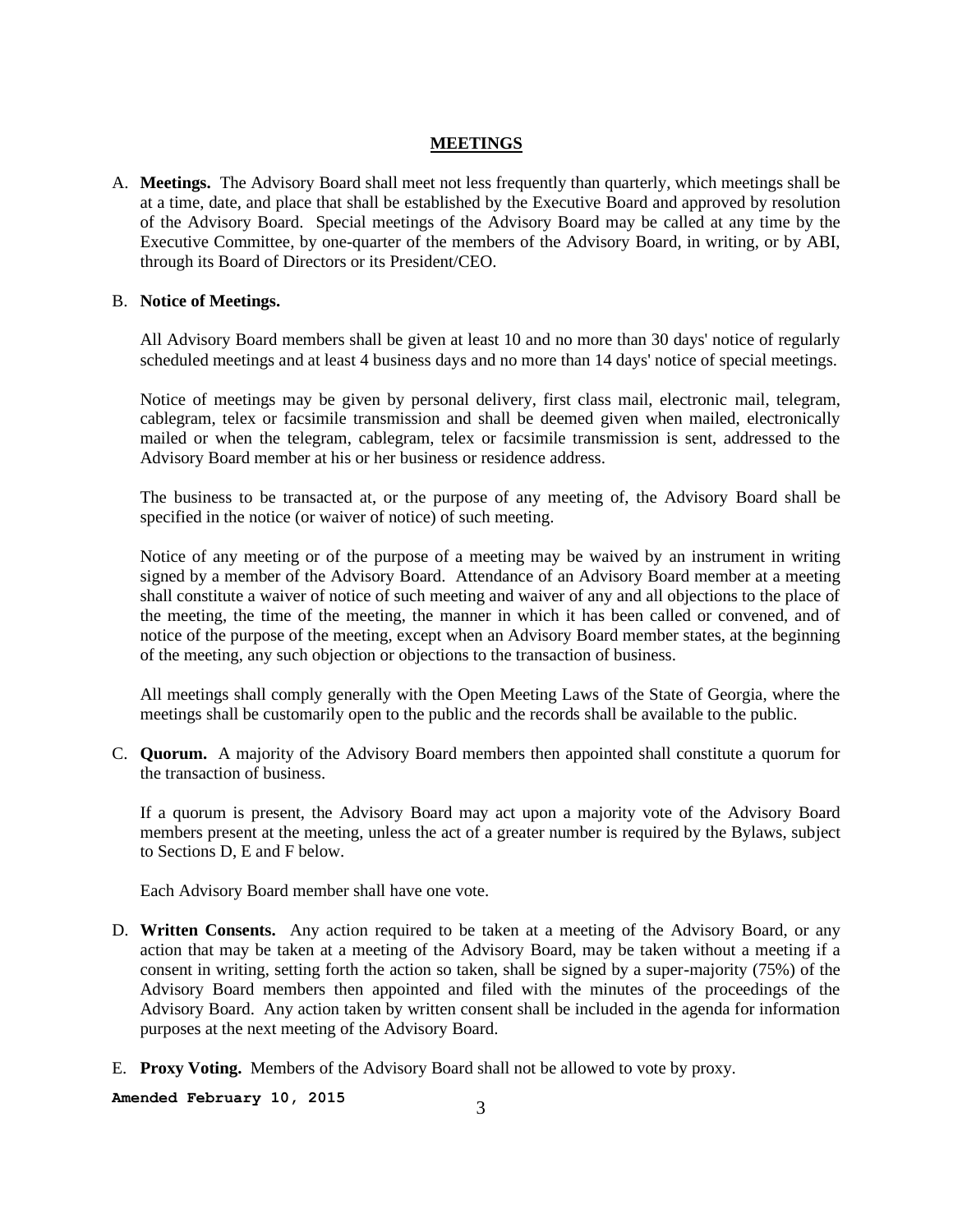## MEETINGS

A. **Meetings.** The Advisory Board shall meet not less frequently than quarterly, which meetings shall be at a time, date, and place that shall be established by the Executive Board and approved by resolution of the Advisory Board. Special meetings of the Advisory Board may be called at any time by the Executive Committee, by one-quarter of the members of the Advisory Board, in writing, or by ABI, through its Board of Directors or its President/CEO.

B. **Notice of Meetings.**

   All Advisory Board members shall be given at least 10 and no more than 30 days' notice of regularly scheduled meetings and at least 4 business days and no more than 14 days' notice of special meetings.

   Notice of meetings may be given by personal delivery, first class mail, electronic mail, telegram, cablegram, telex or facsimile transmission and shall be deemed given when mailed, electronically mailed or when the telegram, cablegram, telex or facsimile transmission is sent, addressed to the Advisory Board member at his or her business or residence address.

   The business to be transacted at, or the purpose of any meeting of, the Advisory Board shall be specified in the notice (or waiver of notice) of such meeting.

   Notice of any meeting or of the purpose of a meeting may be waived by an instrument in writing signed by a member of the Advisory Board. Attendance of an Advisory Board member at a meeting shall constitute a waiver of notice of such meeting and waiver of any and all objections to the place of the meeting, the time of the meeting, the manner in which it has been called or convened, and of notice of the purpose of the meeting, except when an Advisory Board member states, at the beginning of the meeting, any such objection or objections to the transaction of business.

   All meetings shall comply generally with the Open Meeting Laws of the State of Georgia, where the meetings shall be customarily open to the public and the records shall be available to the public.

C. **Quorum.** A majority of the Advisory Board members then appointed shall constitute a quorum for the transaction of business.

   If a quorum is present, the Advisory Board may act upon a majority vote of the Advisory Board members present at the meeting, unless the act of a greater number is required by the Bylaws, subject to Sections D, E and F below.

   Each Advisory Board member shall have one vote.

D. **Written Consents.** Any action required to be taken at a meeting of the Advisory Board, or any action that may be taken at a meeting of the Advisory Board, may be taken without a meeting if a consent in writing, setting forth the action so taken, shall be signed by a super-majority (75%) of the Advisory Board members then appointed and filed with the minutes of the proceedings of the Advisory Board. Any action taken by written consent shall be included in the agenda for information purposes at the next meeting of the Advisory Board.

E. **Proxy Voting.** Members of the Advisory Board shall not be allowed to vote by proxy.

**Amended February 10, 2015**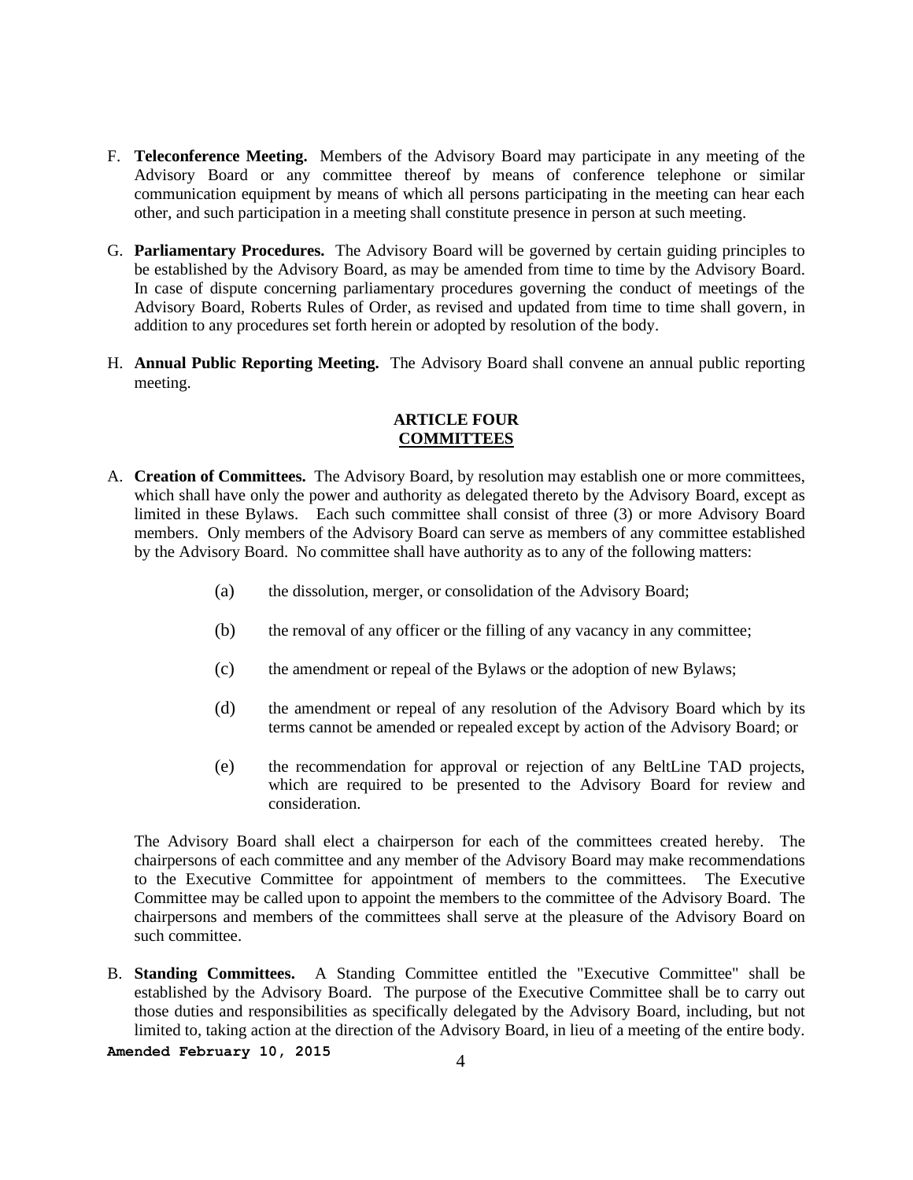F. **Teleconference Meeting.** Members of the Advisory Board may participate in any meeting of the Advisory Board or any committee thereof by means of conference telephone or similar communication equipment by means of which all persons participating in the meeting can hear each other, and such participation in a meeting shall constitute presence in person at such meeting.

G. **Parliamentary Procedures.** The Advisory Board will be governed by certain guiding principles to be established by the Advisory Board, as may be amended from time to time by the Advisory Board. In case of dispute concerning parliamentary procedures governing the conduct of meetings of the Advisory Board, Roberts Rules of Order, as revised and updated from time to time shall govern, in addition to any procedures set forth herein or adopted by resolution of the body.

H. **Annual Public Reporting Meeting.** The Advisory Board shall convene an annual public reporting meeting.

## ARTICLE FOUR
## COMMITTEES

A. **Creation of Committees.** The Advisory Board, by resolution may establish one or more committees, which shall have only the power and authority as delegated thereto by the Advisory Board, except as limited in these Bylaws. Each such committee shall consist of three (3) or more Advisory Board members. Only members of the Advisory Board can serve as members of any committee established by the Advisory Board. No committee shall have authority as to any of the following matters:

   (a) the dissolution, merger, or consolidation of the Advisory Board;

   (b) the removal of any officer or the filling of any vacancy in any committee;

   (c) the amendment or repeal of the Bylaws or the adoption of new Bylaws;

   (d) the amendment or repeal of any resolution of the Advisory Board which by its terms cannot be amended or repealed except by action of the Advisory Board; or

   (e) the recommendation for approval or rejection of any BeltLine TAD projects, which are required to be presented to the Advisory Board for review and consideration.

   The Advisory Board shall elect a chairperson for each of the committees created hereby. The chairpersons of each committee and any member of the Advisory Board may make recommendations to the Executive Committee for appointment of members to the committees. The Executive Committee may be called upon to appoint the members to the committee of the Advisory Board. The chairpersons and members of the committees shall serve at the pleasure of the Advisory Board on such committee.

B. **Standing Committees.** A Standing Committee entitled the "Executive Committee" shall be established by the Advisory Board. The purpose of the Executive Committee shall be to carry out those duties and responsibilities as specifically delegated by the Advisory Board, including, but not limited to, taking action at the direction of the Advisory Board, in lieu of a meeting of the entire body.

**Amended February 10, 2015**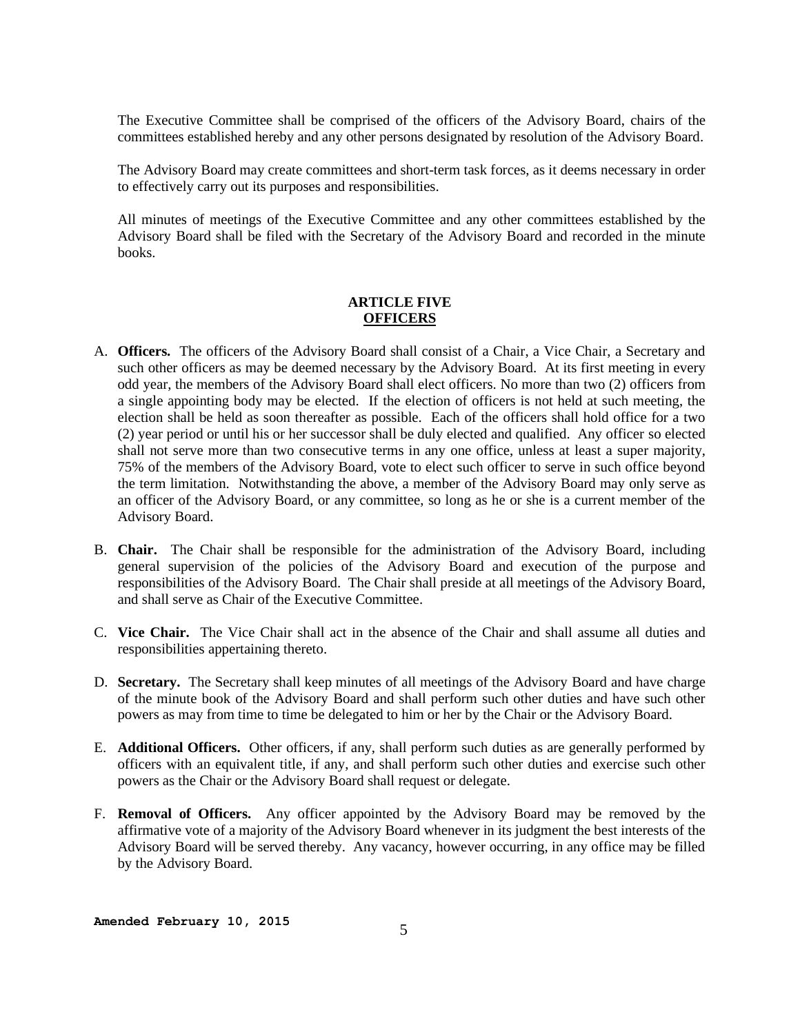The Executive Committee shall be comprised of the officers of the Advisory Board, chairs of the committees established hereby and any other persons designated by resolution of the Advisory Board.

The Advisory Board may create committees and short-term task forces, as it deems necessary in order to effectively carry out its purposes and responsibilities.

All minutes of meetings of the Executive Committee and any other committees established by the Advisory Board shall be filed with the Secretary of the Advisory Board and recorded in the minute books.

## ARTICLE FIVE
## OFFICERS

A. **Officers.** The officers of the Advisory Board shall consist of a Chair, a Vice Chair, a Secretary and such other officers as may be deemed necessary by the Advisory Board. At its first meeting in every odd year, the members of the Advisory Board shall elect officers. No more than two (2) officers from a single appointing body may be elected. If the election of officers is not held at such meeting, the election shall be held as soon thereafter as possible. Each of the officers shall hold office for a two (2) year period or until his or her successor shall be duly elected and qualified. Any officer so elected shall not serve more than two consecutive terms in any one office, unless at least a super majority, 75% of the members of the Advisory Board, vote to elect such officer to serve in such office beyond the term limitation. Notwithstanding the above, a member of the Advisory Board may only serve as an officer of the Advisory Board, or any committee, so long as he or she is a current member of the Advisory Board.

B. **Chair.** The Chair shall be responsible for the administration of the Advisory Board, including general supervision of the policies of the Advisory Board and execution of the purpose and responsibilities of the Advisory Board. The Chair shall preside at all meetings of the Advisory Board, and shall serve as Chair of the Executive Committee.

C. **Vice Chair.** The Vice Chair shall act in the absence of the Chair and shall assume all duties and responsibilities appertaining thereto.

D. **Secretary.** The Secretary shall keep minutes of all meetings of the Advisory Board and have charge of the minute book of the Advisory Board and shall perform such other duties and have such other powers as may from time to time be delegated to him or her by the Chair or the Advisory Board.

E. **Additional Officers.** Other officers, if any, shall perform such duties as are generally performed by officers with an equivalent title, if any, and shall perform such other duties and exercise such other powers as the Chair or the Advisory Board shall request or delegate.

F. **Removal of Officers.** Any officer appointed by the Advisory Board may be removed by the affirmative vote of a majority of the Advisory Board whenever in its judgment the best interests of the Advisory Board will be served thereby. Any vacancy, however occurring, in any office may be filled by the Advisory Board.

**Amended February 10, 2015**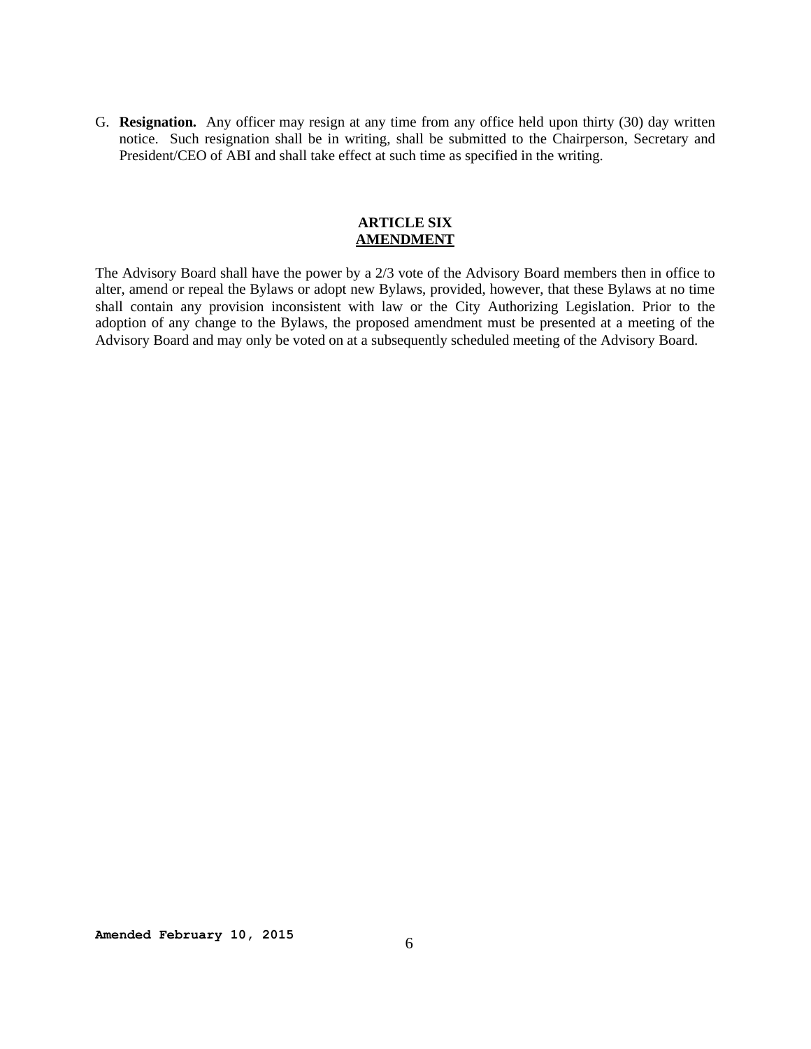G. **Resignation.** Any officer may resign at any time from any office held upon thirty (30) day written notice. Such resignation shall be in writing, shall be submitted to the Chairperson, Secretary and President/CEO of ABI and shall take effect at such time as specified in the writing.

## ARTICLE SIX
## AMENDMENT

The Advisory Board shall have the power by a 2/3 vote of the Advisory Board members then in office to alter, amend or repeal the Bylaws or adopt new Bylaws, provided, however, that these Bylaws at no time shall contain any provision inconsistent with law or the City Authorizing Legislation. Prior to the adoption of any change to the Bylaws, the proposed amendment must be presented at a meeting of the Advisory Board and may only be voted on at a subsequently scheduled meeting of the Advisory Board.

**Amended February 10, 2015**